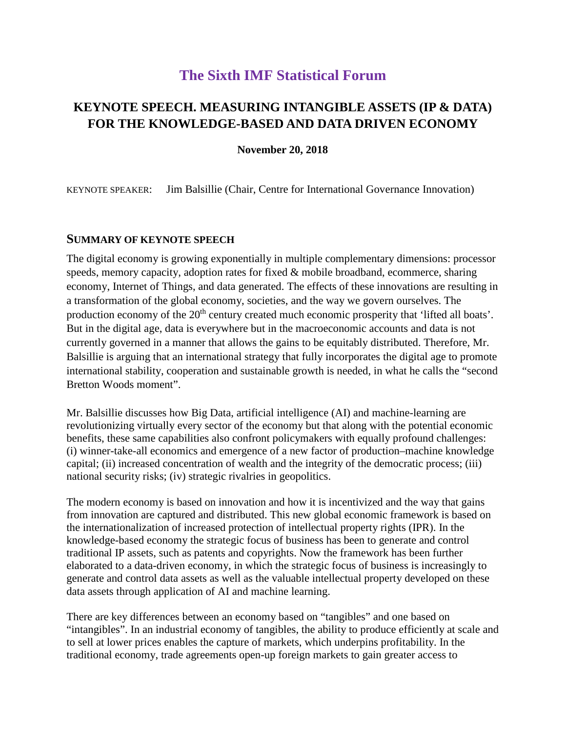# The Sixth IMF Statistical Forum

## KEYNOTE SPEECH. MEASURING INTANGIBLE ASSETS (IP & DATA) FOR THE KNOWLEDGE-BASED AND DATA DRIVEN ECONOMY

**November 20, 2018**

KEYNOTE SPEAKER: Jim Balsillie (Chair, Centre for International Governance Innovation)

### SUMMARY OF KEYNOTE SPEECH

The digital economy is growing exponentially in multiple complementary dimensions: processor speeds, memory capacity, adoption rates for fixed & mobile broadband, ecommerce, sharing economy, Internet of Things, and data generated. The effects of these innovations are resulting in a transformation of the global economy, societies, and the way we govern ourselves. The production economy of the 20th century created much economic prosperity that 'lifted all boats'. But in the digital age, data is everywhere but in the macroeconomic accounts and data is not currently governed in a manner that allows the gains to be equitably distributed. Therefore, Mr. Balsillie is arguing that an international strategy that fully incorporates the digital age to promote international stability, cooperation and sustainable growth is needed, in what he calls the "second Bretton Woods moment".

Mr. Balsillie discusses how Big Data, artificial intelligence (AI) and machine-learning are revolutionizing virtually every sector of the economy but that along with the potential economic benefits, these same capabilities also confront policymakers with equally profound challenges: (i) winner-take-all economics and emergence of a new factor of production–machine knowledge capital; (ii) increased concentration of wealth and the integrity of the democratic process; (iii) national security risks; (iv) strategic rivalries in geopolitics.

The modern economy is based on innovation and how it is incentivized and the way that gains from innovation are captured and distributed. This new global economic framework is based on the internationalization of increased protection of intellectual property rights (IPR). In the knowledge-based economy the strategic focus of business has been to generate and control traditional IP assets, such as patents and copyrights. Now the framework has been further elaborated to a data-driven economy, in which the strategic focus of business is increasingly to generate and control data assets as well as the valuable intellectual property developed on these data assets through application of AI and machine learning.

There are key differences between an economy based on "tangibles" and one based on "intangibles". In an industrial economy of tangibles, the ability to produce efficiently at scale and to sell at lower prices enables the capture of markets, which underpins profitability. In the traditional economy, trade agreements open-up foreign markets to gain greater access to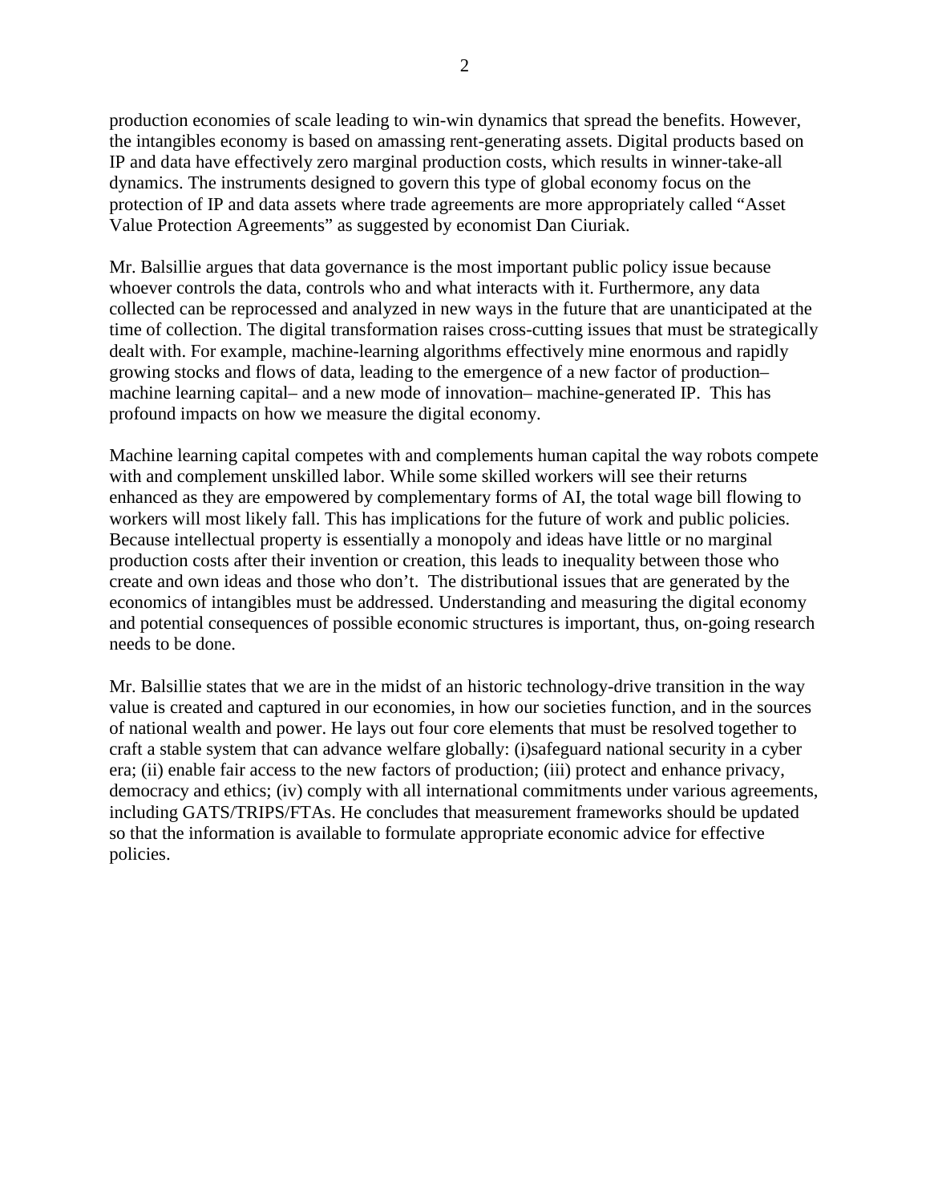production economies of scale leading to win-win dynamics that spread the benefits. However, the intangibles economy is based on amassing rent-generating assets. Digital products based on IP and data have effectively zero marginal production costs, which results in winner-take-all dynamics. The instruments designed to govern this type of global economy focus on the protection of IP and data assets where trade agreements are more appropriately called "Asset Value Protection Agreements" as suggested by economist Dan Ciuriak.

Mr. Balsillie argues that data governance is the most important public policy issue because whoever controls the data, controls who and what interacts with it. Furthermore, any data collected can be reprocessed and analyzed in new ways in the future that are unanticipated at the time of collection. The digital transformation raises cross-cutting issues that must be strategically dealt with. For example, machine-learning algorithms effectively mine enormous and rapidly growing stocks and flows of data, leading to the emergence of a new factor of production– machine learning capital– and a new mode of innovation– machine-generated IP. This has profound impacts on how we measure the digital economy.

Machine learning capital competes with and complements human capital the way robots compete with and complement unskilled labor. While some skilled workers will see their returns enhanced as they are empowered by complementary forms of AI, the total wage bill flowing to workers will most likely fall. This has implications for the future of work and public policies. Because intellectual property is essentially a monopoly and ideas have little or no marginal production costs after their invention or creation, this leads to inequality between those who create and own ideas and those who don't. The distributional issues that are generated by the economics of intangibles must be addressed. Understanding and measuring the digital economy and potential consequences of possible economic structures is important, thus, on-going research needs to be done.

Mr. Balsillie states that we are in the midst of an historic technology-drive transition in the way value is created and captured in our economies, in how our societies function, and in the sources of national wealth and power. He lays out four core elements that must be resolved together to craft a stable system that can advance welfare globally: (i)safeguard national security in a cyber era; (ii) enable fair access to the new factors of production; (iii) protect and enhance privacy, democracy and ethics; (iv) comply with all international commitments under various agreements, including GATS/TRIPS/FTAs. He concludes that measurement frameworks should be updated so that the information is available to formulate appropriate economic advice for effective policies.